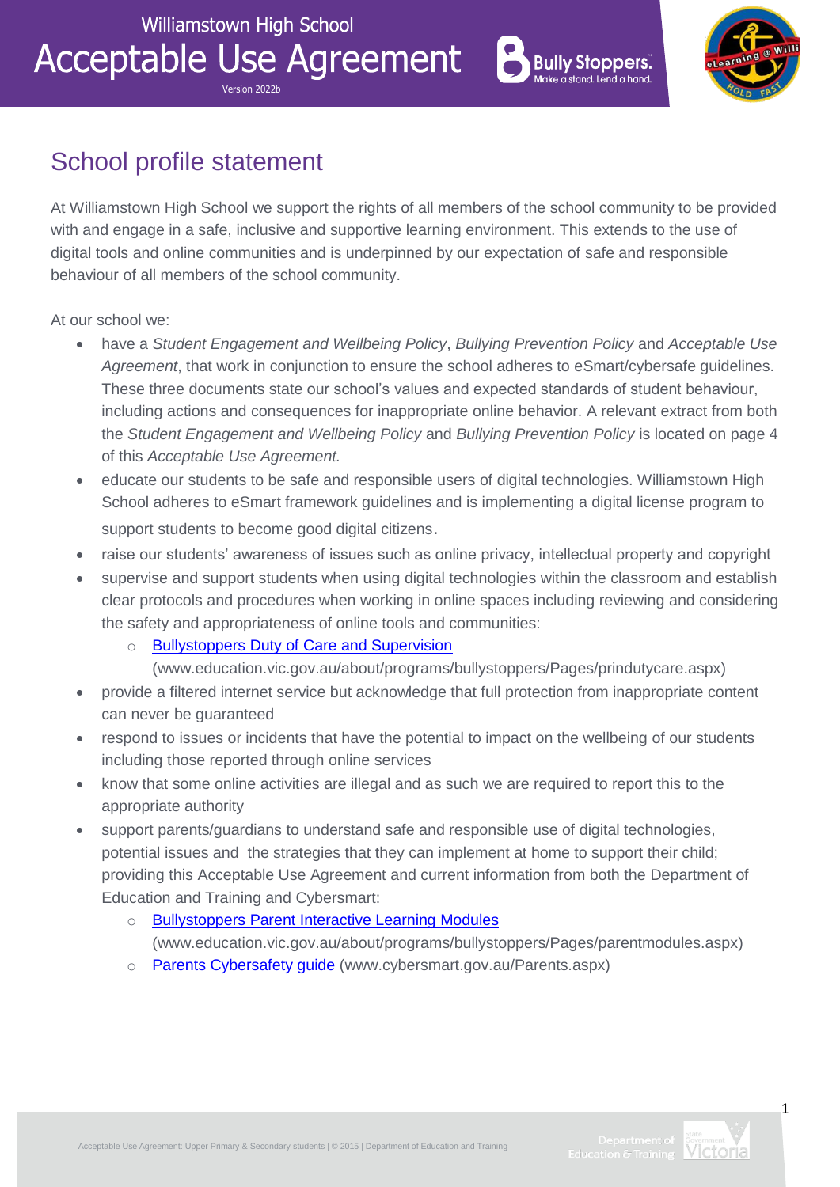# Williamstown High School Acceptable Use Agreement

Version 2022b

## School profile statement

At Williamstown High School we support the rights of all members of the school community to be provided with and engage in a safe, inclusive and supportive learning environment. This extends to the use of digital tools and online communities and is underpinned by our expectation of safe and responsible behaviour of all members of the school community.

At our school we:

- have a *Student Engagement and Wellbeing Policy*, *Bullying Prevention Policy* and *Acceptable Use Agreement*, that work in conjunction to ensure the school adheres to eSmart/cybersafe guidelines. These three documents state our school's values and expected standards of student behaviour, including actions and consequences for inappropriate online behavior. A relevant extract from both the *Student Engagement and Wellbeing Policy* and *Bullying Prevention Policy* is located on page 4 of this *Acceptable Use Agreement.*
- educate our students to be safe and responsible users of digital technologies. Williamstown High School adheres to eSmart framework guidelines and is implementing a digital license program to support students to become good digital citizens.
- raise our students' awareness of issues such as online privacy, intellectual property and copyright
- supervise and support students when using digital technologies within the classroom and establish clear protocols and procedures when working in online spaces including reviewing and considering the safety and appropriateness of online tools and communities:
  - Bullystoppers Duty of Care and Supervision (www.education.vic.gov.au/about/programs/bullystoppers/Pages/prindutycare.aspx)
- provide a filtered internet service but acknowledge that full protection from inappropriate content can never be guaranteed
- respond to issues or incidents that have the potential to impact on the wellbeing of our students including those reported through online services
- know that some online activities are illegal and as such we are required to report this to the appropriate authority
- support parents/guardians to understand safe and responsible use of digital technologies, potential issues and the strategies that they can implement at home to support their child; providing this Acceptable Use Agreement and current information from both the Department of Education and Training and Cybersmart:
  - Bullystoppers Parent Interactive Learning Modules (www.education.vic.gov.au/about/programs/bullystoppers/Pages/parentmodules.aspx)
  - Parents Cybersafety guide (www.cybersmart.gov.au/Parents.aspx)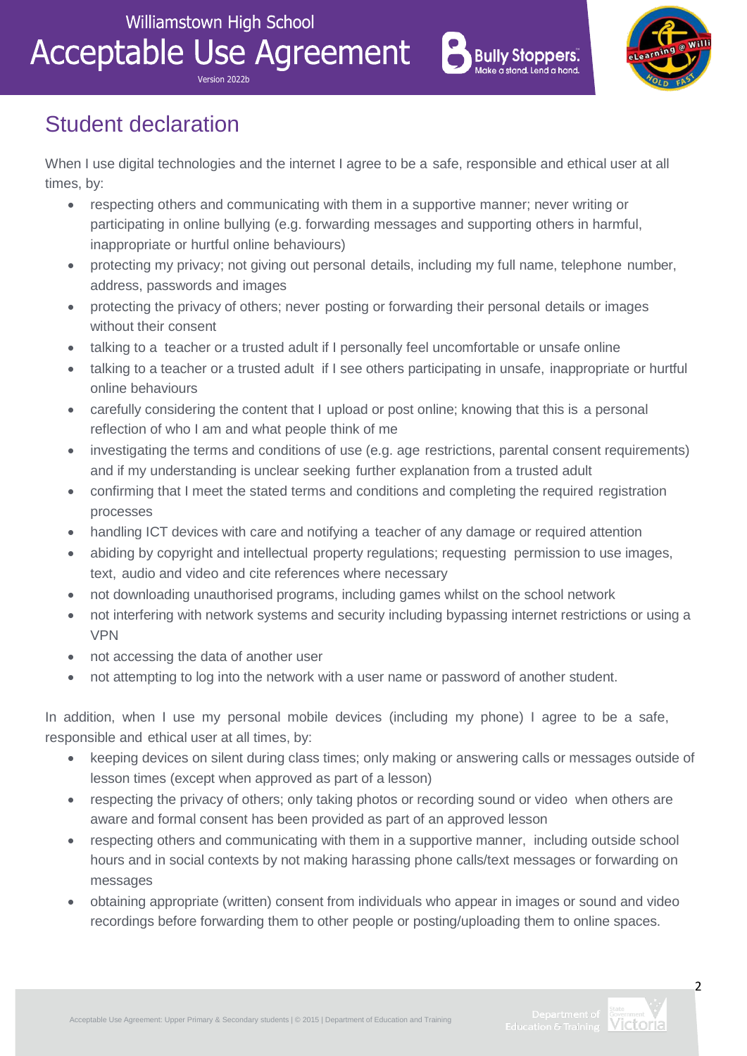## Student declaration

When I use digital technologies and the internet I agree to be a safe, responsible and ethical user at all times, by:

- respecting others and communicating with them in a supportive manner; never writing or participating in online bullying (e.g. forwarding messages and supporting others in harmful, inappropriate or hurtful online behaviours)
- protecting my privacy; not giving out personal details, including my full name, telephone number, address, passwords and images
- protecting the privacy of others; never posting or forwarding their personal details or images without their consent
- talking to a teacher or a trusted adult if I personally feel uncomfortable or unsafe online
- talking to a teacher or a trusted adult if I see others participating in unsafe, inappropriate or hurtful online behaviours
- carefully considering the content that I upload or post online; knowing that this is a personal reflection of who I am and what people think of me
- investigating the terms and conditions of use (e.g. age restrictions, parental consent requirements) and if my understanding is unclear seeking further explanation from a trusted adult
- confirming that I meet the stated terms and conditions and completing the required registration processes
- handling ICT devices with care and notifying a teacher of any damage or required attention
- abiding by copyright and intellectual property regulations; requesting permission to use images, text, audio and video and cite references where necessary
- not downloading unauthorised programs, including games whilst on the school network
- not interfering with network systems and security including bypassing internet restrictions or using a VPN
- not accessing the data of another user
- not attempting to log into the network with a user name or password of another student.

In addition, when I use my personal mobile devices (including my phone) I agree to be a safe, responsible and ethical user at all times, by:

- keeping devices on silent during class times; only making or answering calls or messages outside of lesson times (except when approved as part of a lesson)
- respecting the privacy of others; only taking photos or recording sound or video when others are aware and formal consent has been provided as part of an approved lesson
- respecting others and communicating with them in a supportive manner, including outside school hours and in social contexts by not making harassing phone calls/text messages or forwarding on messages
- obtaining appropriate (written) consent from individuals who appear in images or sound and video recordings before forwarding them to other people or posting/uploading them to online spaces.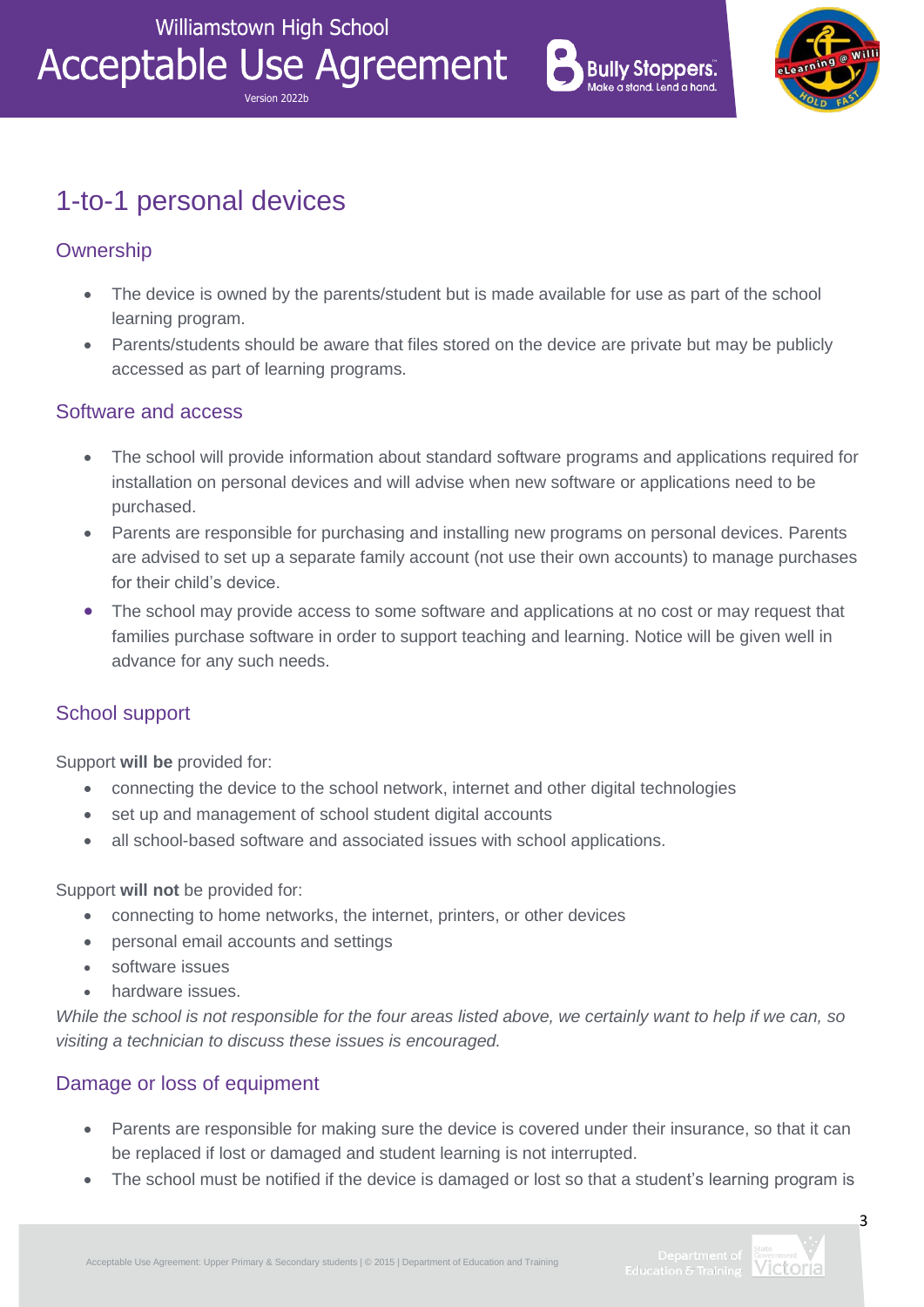# 1-to-1 personal devices

## Ownership

- The device is owned by the parents/student but is made available for use as part of the school learning program.
- Parents/students should be aware that files stored on the device are private but may be publicly accessed as part of learning programs.

## Software and access

- The school will provide information about standard software programs and applications required for installation on personal devices and will advise when new software or applications need to be purchased.
- Parents are responsible for purchasing and installing new programs on personal devices. Parents are advised to set up a separate family account (not use their own accounts) to manage purchases for their child's device.
- The school may provide access to some software and applications at no cost or may request that families purchase software in order to support teaching and learning. Notice will be given well in advance for any such needs.

## School support

Support **will be** provided for:

- connecting the device to the school network, internet and other digital technologies
- set up and management of school student digital accounts
- all school-based software and associated issues with school applications.

Support **will not** be provided for:

- connecting to home networks, the internet, printers, or other devices
- personal email accounts and settings
- software issues
- hardware issues.

*While the school is not responsible for the four areas listed above, we certainly want to help if we can, so visiting a technician to discuss these issues is encouraged.*

## Damage or loss of equipment

- Parents are responsible for making sure the device is covered under their insurance, so that it can be replaced if lost or damaged and student learning is not interrupted.
- The school must be notified if the device is damaged or lost so that a student's learning program is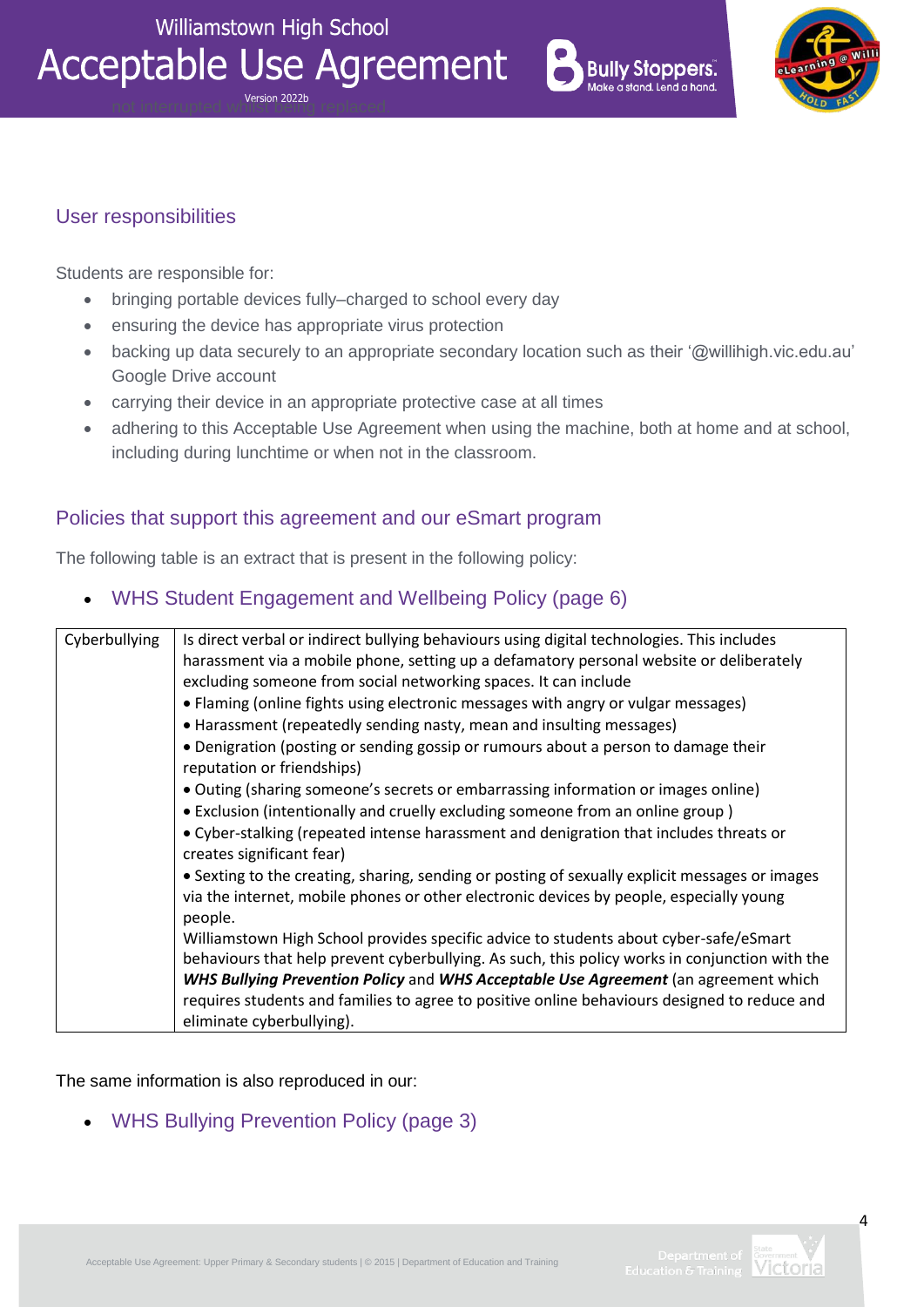## User responsibilities

Students are responsible for:

- bringing portable devices fully–charged to school every day
- ensuring the device has appropriate virus protection
- backing up data securely to an appropriate secondary location such as their '@willihigh.vic.edu.au' Google Drive account
- carrying their device in an appropriate protective case at all times
- adhering to this Acceptable Use Agreement when using the machine, both at home and at school, including during lunchtime or when not in the classroom.

## Policies that support this agreement and our eSmart program

The following table is an extract that is present in the following policy:

- WHS Student Engagement and Wellbeing Policy (page 6)

| Cyberbullying | Is direct verbal or indirect bullying behaviours using digital technologies. This includes harassment via a mobile phone, setting up a defamatory personal website or deliberately excluding someone from social networking spaces. It can include<br>• Flaming (online fights using electronic messages with angry or vulgar messages)<br>• Harassment (repeatedly sending nasty, mean and insulting messages)<br>• Denigration (posting or sending gossip or rumours about a person to damage their reputation or friendships)<br>• Outing (sharing someone's secrets or embarrassing information or images online)<br>• Exclusion (intentionally and cruelly excluding someone from an online group )<br>• Cyber-stalking (repeated intense harassment and denigration that includes threats or creates significant fear)<br>• Sexting to the creating, sharing, sending or posting of sexually explicit messages or images via the internet, mobile phones or other electronic devices by people, especially young people.<br>Williamstown High School provides specific advice to students about cyber-safe/eSmart behaviours that help prevent cyberbullying. As such, this policy works in conjunction with the ***WHS Bullying Prevention Policy*** and ***WHS Acceptable Use Agreement*** (an agreement which requires students and families to agree to positive online behaviours designed to reduce and eliminate cyberbullying). |
|---|---|

The same information is also reproduced in our:

- WHS Bullying Prevention Policy (page 3)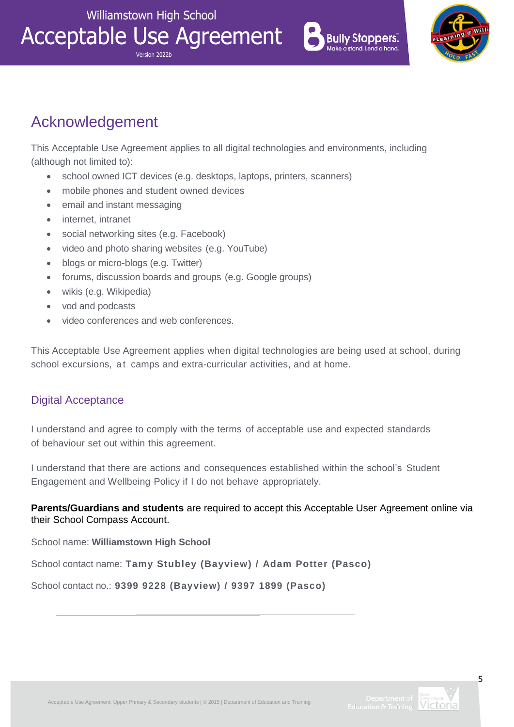# Acknowledgement

This Acceptable Use Agreement applies to all digital technologies and environments, including (although not limited to):

- school owned ICT devices (e.g. desktops, laptops, printers, scanners)
- mobile phones and student owned devices
- email and instant messaging
- internet, intranet
- social networking sites (e.g. Facebook)
- video and photo sharing websites (e.g. YouTube)
- blogs or micro-blogs (e.g. Twitter)
- forums, discussion boards and groups (e.g. Google groups)
- wikis (e.g. Wikipedia)
- vod and podcasts
- video conferences and web conferences.

This Acceptable Use Agreement applies when digital technologies are being used at school, during school excursions, at camps and extra-curricular activities, and at home.

## Digital Acceptance

I understand and agree to comply with the terms of acceptable use and expected standards of behaviour set out within this agreement.

I understand that there are actions and consequences established within the school's Student Engagement and Wellbeing Policy if I do not behave appropriately.

**Parents/Guardians and students** are required to accept this Acceptable User Agreement online via their School Compass Account.

School name: **Williamstown High School**

School contact name: **Tamy Stubley (Bayview) / Adam Potter (Pasco)**

School contact no.: **9399 9228 (Bayview) / 9397 1899 (Pasco)**